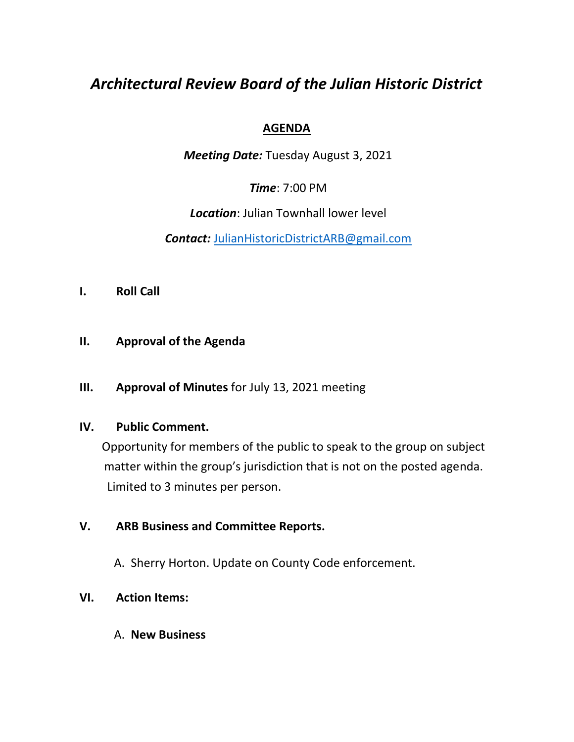# *Architectural Review Board of the Julian Historic District*

## AGENDA

***Meeting Date:*** Tuesday August 3, 2021

***Time***: 7:00 PM

***Location***: Julian Townhall lower level

***Contact:*** JulianHistoricDistrictARB@gmail.com

**I. Roll Call**

**II. Approval of the Agenda**

**III. Approval of Minutes** for July 13, 2021 meeting

**IV. Public Comment.**

Opportunity for members of the public to speak to the group on subject matter within the group's jurisdiction that is not on the posted agenda. Limited to 3 minutes per person.

**V. ARB Business and Committee Reports.**

A. Sherry Horton. Update on County Code enforcement.

**VI. Action Items:**

A. **New Business**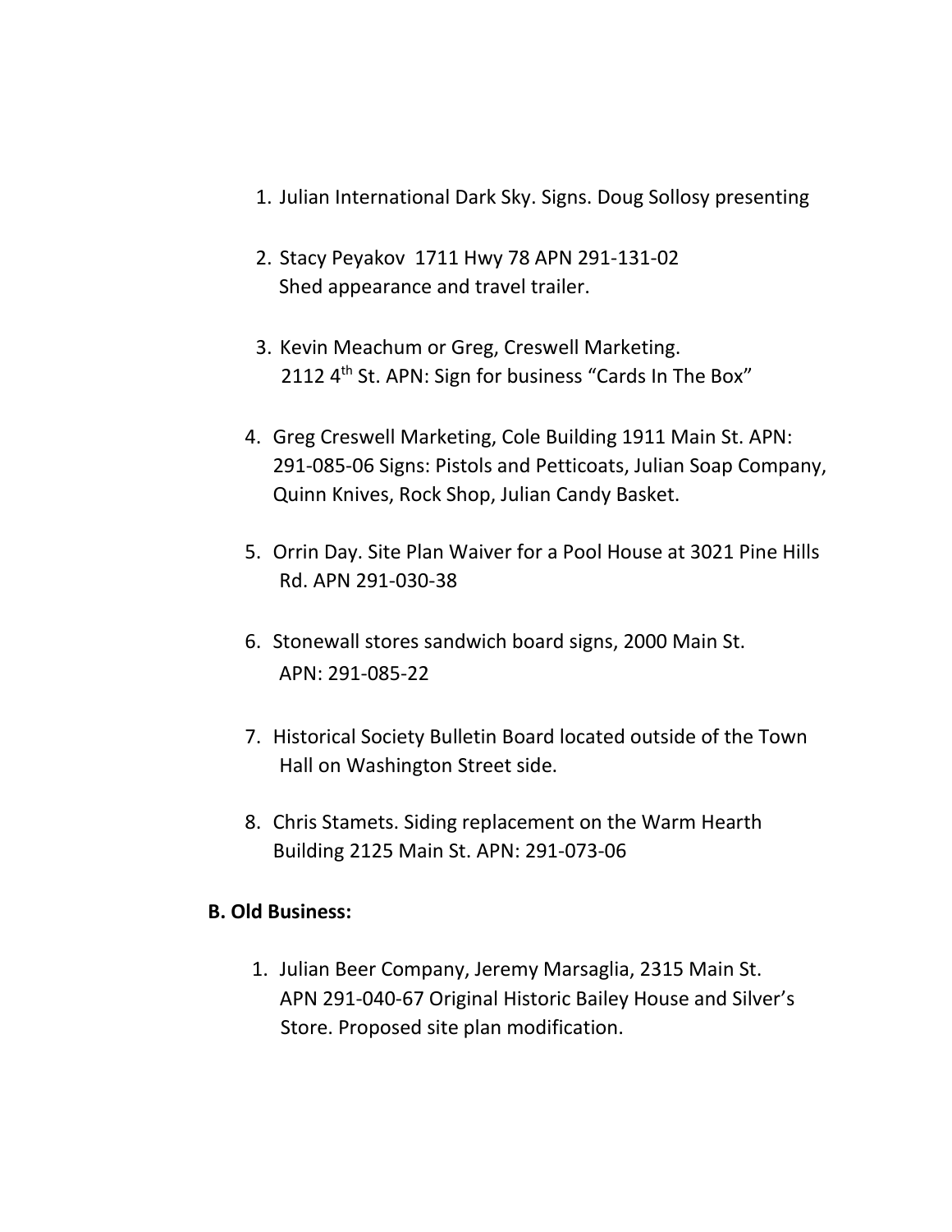1. Julian International Dark Sky. Signs. Doug Sollosy presenting

2. Stacy Peyakov 1711 Hwy 78 APN 291-131-02
   Shed appearance and travel trailer.

3. Kevin Meachum or Greg, Creswell Marketing.
   2112 4th St. APN: Sign for business "Cards In The Box"

4. Greg Creswell Marketing, Cole Building 1911 Main St. APN: 291-085-06 Signs: Pistols and Petticoats, Julian Soap Company, Quinn Knives, Rock Shop, Julian Candy Basket.

5. Orrin Day. Site Plan Waiver for a Pool House at 3021 Pine Hills Rd. APN 291-030-38

6. Stonewall stores sandwich board signs, 2000 Main St.
   APN: 291-085-22

7. Historical Society Bulletin Board located outside of the Town Hall on Washington Street side.

8. Chris Stamets. Siding replacement on the Warm Hearth Building 2125 Main St. APN: 291-073-06

**B. Old Business:**

1. Julian Beer Company, Jeremy Marsaglia, 2315 Main St.
   APN 291-040-67 Original Historic Bailey House and Silver's Store. Proposed site plan modification.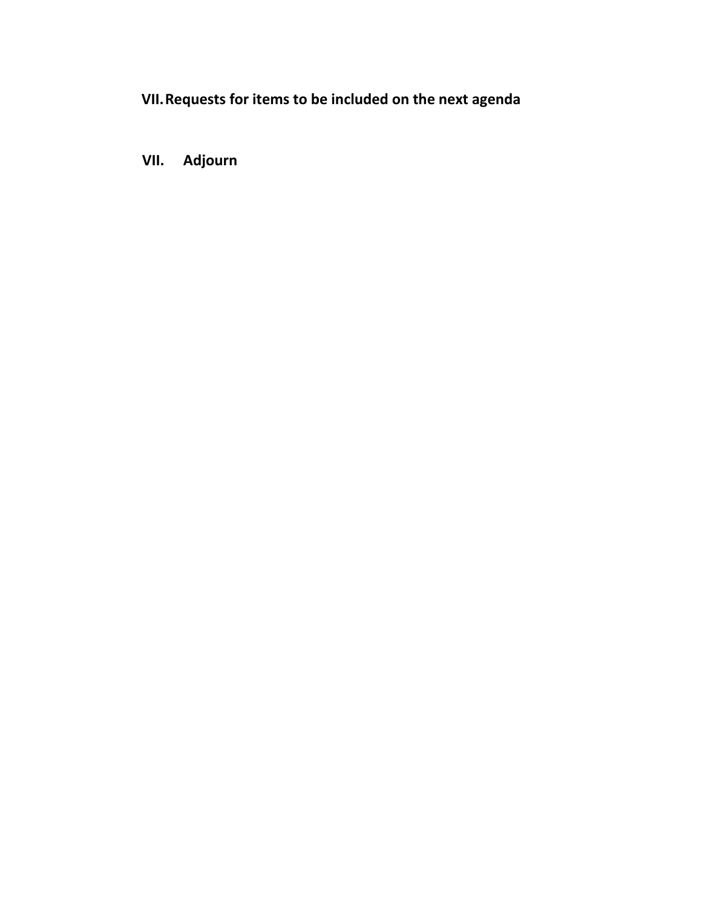## VII. Requests for items to be included on the next agenda

## VII. Adjourn